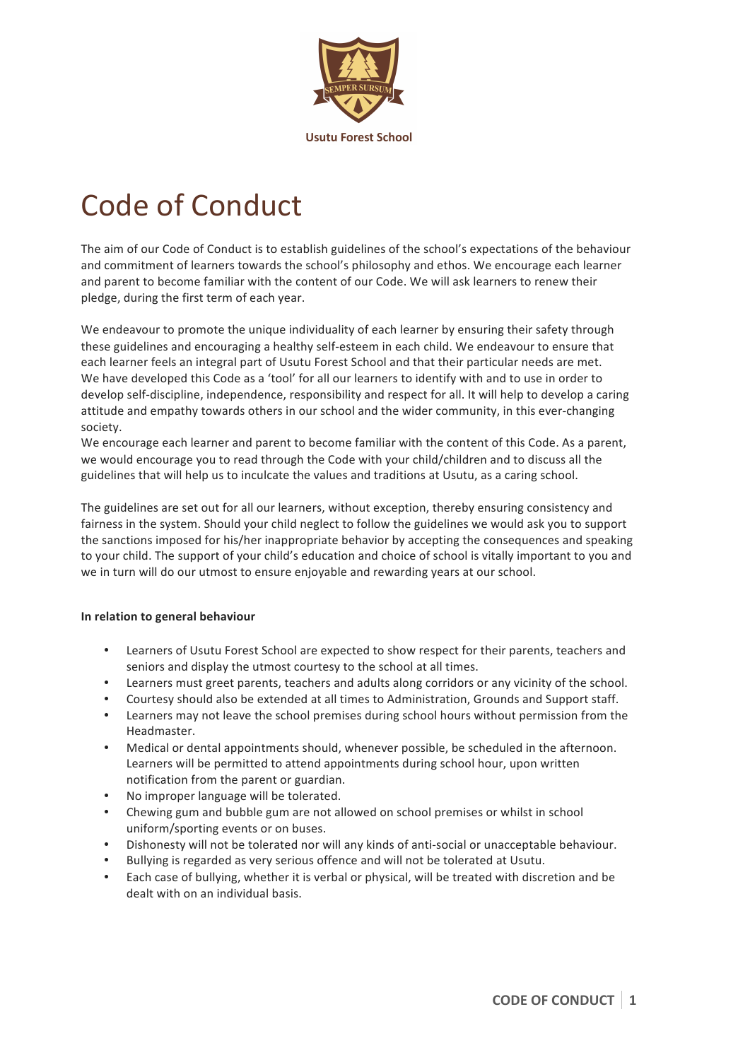Usutu Forest School

# Code of Conduct

The aim of our Code of Conduct is to establish guidelines of the school's expectations of the behaviour and commitment of learners towards the school's philosophy and ethos. We encourage each learner and parent to become familiar with the content of our Code. We will ask learners to renew their pledge, during the first term of each year.

We endeavour to promote the unique individuality of each learner by ensuring their safety through these guidelines and encouraging a healthy self-esteem in each child. We endeavour to ensure that each learner feels an integral part of Usutu Forest School and that their particular needs are met. We have developed this Code as a 'tool' for all our learners to identify with and to use in order to develop self-discipline, independence, responsibility and respect for all. It will help to develop a caring attitude and empathy towards others in our school and the wider community, in this ever-changing society.
We encourage each learner and parent to become familiar with the content of this Code. As a parent, we would encourage you to read through the Code with your child/children and to discuss all the guidelines that will help us to inculcate the values and traditions at Usutu, as a caring school.

The guidelines are set out for all our learners, without exception, thereby ensuring consistency and fairness in the system. Should your child neglect to follow the guidelines we would ask you to support the sanctions imposed for his/her inappropriate behavior by accepting the consequences and speaking to your child. The support of your child's education and choice of school is vitally important to you and we in turn will do our utmost to ensure enjoyable and rewarding years at our school.

**In relation to general behaviour**

- Learners of Usutu Forest School are expected to show respect for their parents, teachers and seniors and display the utmost courtesy to the school at all times.
- Learners must greet parents, teachers and adults along corridors or any vicinity of the school.
- Courtesy should also be extended at all times to Administration, Grounds and Support staff.
- Learners may not leave the school premises during school hours without permission from the Headmaster.
- Medical or dental appointments should, whenever possible, be scheduled in the afternoon. Learners will be permitted to attend appointments during school hour, upon written notification from the parent or guardian.
- No improper language will be tolerated.
- Chewing gum and bubble gum are not allowed on school premises or whilst in school uniform/sporting events or on buses.
- Dishonesty will not be tolerated nor will any kinds of anti-social or unacceptable behaviour.
- Bullying is regarded as very serious offence and will not be tolerated at Usutu.
- Each case of bullying, whether it is verbal or physical, will be treated with discretion and be dealt with on an individual basis.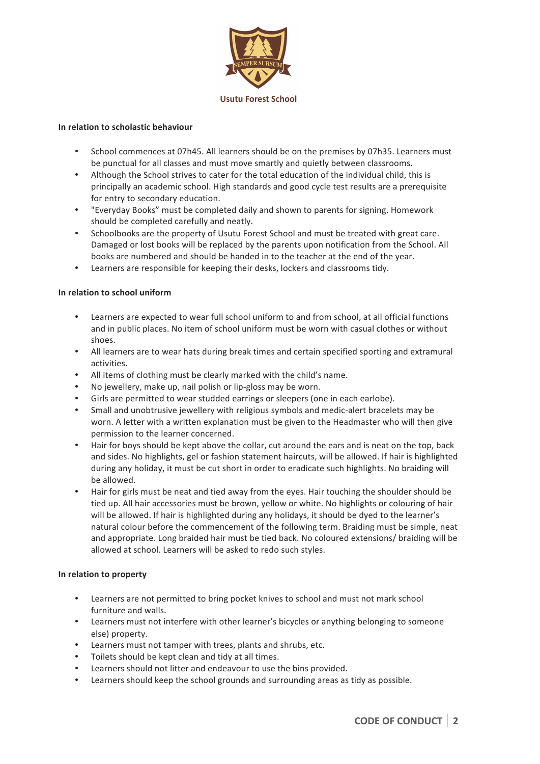Usutu Forest School

**In relation to scholastic behaviour**

- School commences at 07h45. All learners should be on the premises by 07h35. Learners must be punctual for all classes and must move smartly and quietly between classrooms.
- Although the School strives to cater for the total education of the individual child, this is principally an academic school. High standards and good cycle test results are a prerequisite for entry to secondary education.
- "Everyday Books" must be completed daily and shown to parents for signing. Homework should be completed carefully and neatly.
- Schoolbooks are the property of Usutu Forest School and must be treated with great care. Damaged or lost books will be replaced by the parents upon notification from the School. All books are numbered and should be handed in to the teacher at the end of the year.
- Learners are responsible for keeping their desks, lockers and classrooms tidy.

**In relation to school uniform**

- Learners are expected to wear full school uniform to and from school, at all official functions and in public places. No item of school uniform must be worn with casual clothes or without shoes.
- All learners are to wear hats during break times and certain specified sporting and extramural activities.
- All items of clothing must be clearly marked with the child's name.
- No jewellery, make up, nail polish or lip-gloss may be worn.
- Girls are permitted to wear studded earrings or sleepers (one in each earlobe).
- Small and unobtrusive jewellery with religious symbols and medic-alert bracelets may be worn. A letter with a written explanation must be given to the Headmaster who will then give permission to the learner concerned.
- Hair for boys should be kept above the collar, cut around the ears and is neat on the top, back and sides. No highlights, gel or fashion statement haircuts, will be allowed. If hair is highlighted during any holiday, it must be cut short in order to eradicate such highlights. No braiding will be allowed.
- Hair for girls must be neat and tied away from the eyes. Hair touching the shoulder should be tied up. All hair accessories must be brown, yellow or white. No highlights or colouring of hair will be allowed. If hair is highlighted during any holidays, it should be dyed to the learner's natural colour before the commencement of the following term. Braiding must be simple, neat and appropriate. Long braided hair must be tied back. No coloured extensions/ braiding will be allowed at school. Learners will be asked to redo such styles.

**In relation to property**

- Learners are not permitted to bring pocket knives to school and must not mark school furniture and walls.
- Learners must not interfere with other learner's bicycles or anything belonging to someone else) property.
- Learners must not tamper with trees, plants and shrubs, etc.
- Toilets should be kept clean and tidy at all times.
- Learners should not litter and endeavour to use the bins provided.
- Learners should keep the school grounds and surrounding areas as tidy as possible.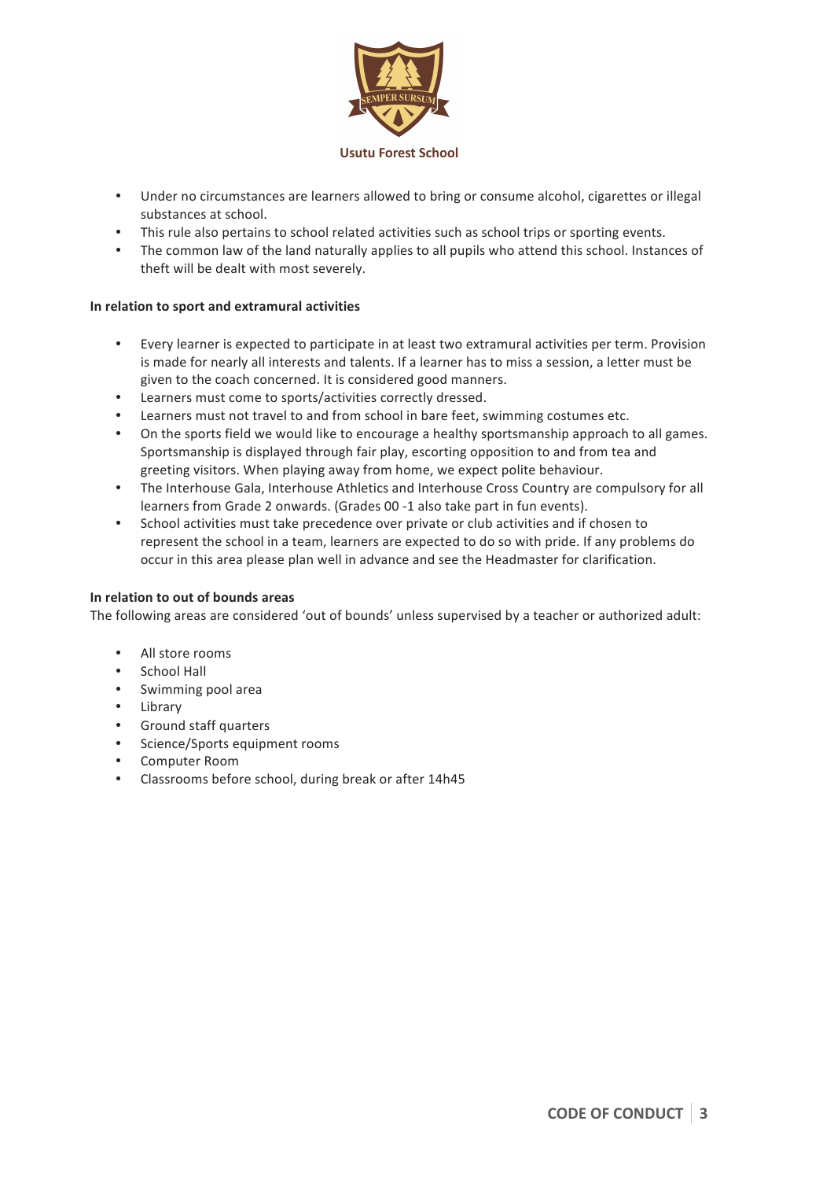- Under no circumstances are learners allowed to bring or consume alcohol, cigarettes or illegal substances at school.
- This rule also pertains to school related activities such as school trips or sporting events.
- The common law of the land naturally applies to all pupils who attend this school. Instances of theft will be dealt with most severely.

**In relation to sport and extramural activities**

- Every learner is expected to participate in at least two extramural activities per term. Provision is made for nearly all interests and talents. If a learner has to miss a session, a letter must be given to the coach concerned. It is considered good manners.
- Learners must come to sports/activities correctly dressed.
- Learners must not travel to and from school in bare feet, swimming costumes etc.
- On the sports field we would like to encourage a healthy sportsmanship approach to all games. Sportsmanship is displayed through fair play, escorting opposition to and from tea and greeting visitors. When playing away from home, we expect polite behaviour.
- The Interhouse Gala, Interhouse Athletics and Interhouse Cross Country are compulsory for all learners from Grade 2 onwards. (Grades 00 -1 also take part in fun events).
- School activities must take precedence over private or club activities and if chosen to represent the school in a team, learners are expected to do so with pride. If any problems do occur in this area please plan well in advance and see the Headmaster for clarification.

**In relation to out of bounds areas**

The following areas are considered 'out of bounds' unless supervised by a teacher or authorized adult:

- All store rooms
- School Hall
- Swimming pool area
- Library
- Ground staff quarters
- Science/Sports equipment rooms
- Computer Room
- Classrooms before school, during break or after 14h45